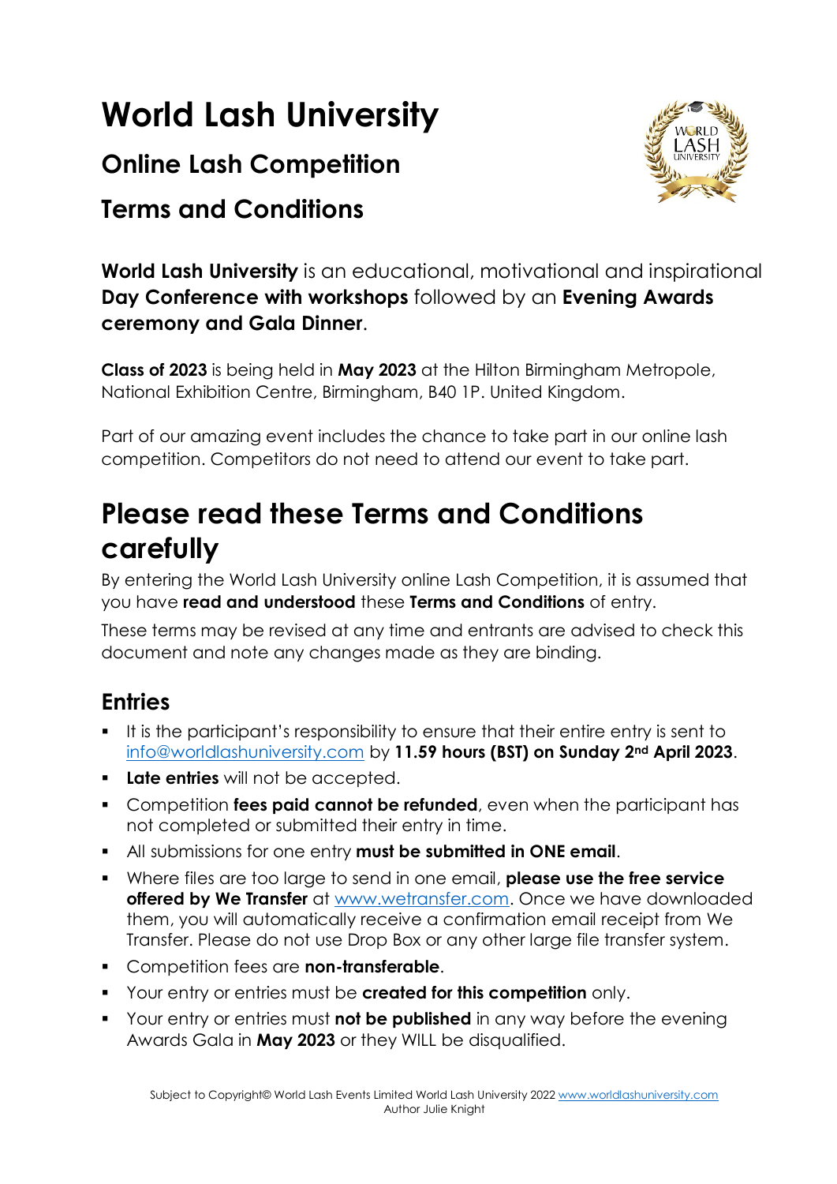# World Lash University

## Online Lash Competition

## Terms and Conditions

**World Lash University** is an educational, motivational and inspirational **Day Conference with workshops** followed by an **Evening Awards ceremony and Gala Dinner**.

**Class of 2023** is being held in **May 2023** at the Hilton Birmingham Metropole, National Exhibition Centre, Birmingham, B40 1P. United Kingdom.

Part of our amazing event includes the chance to take part in our online lash competition. Competitors do not need to attend our event to take part.

# Please read these Terms and Conditions carefully

By entering the World Lash University online Lash Competition, it is assumed that you have **read and understood** these **Terms and Conditions** of entry.

These terms may be revised at any time and entrants are advised to check this document and note any changes made as they are binding.

## Entries

- It is the participant's responsibility to ensure that their entire entry is sent to info@worldlashuniversity.com by **11.59 hours (BST) on Sunday 2nd April 2023**.
- **Late entries** will not be accepted.
- Competition **fees paid cannot be refunded**, even when the participant has not completed or submitted their entry in time.
- All submissions for one entry **must be submitted in ONE email**.
- Where files are too large to send in one email, **please use the free service offered by We Transfer** at www.wetransfer.com. Once we have downloaded them, you will automatically receive a confirmation email receipt from We Transfer. Please do not use Drop Box or any other large file transfer system.
- Competition fees are **non-transferable**.
- Your entry or entries must be **created for this competition** only.
- Your entry or entries must **not be published** in any way before the evening Awards Gala in **May 2023** or they WILL be disqualified.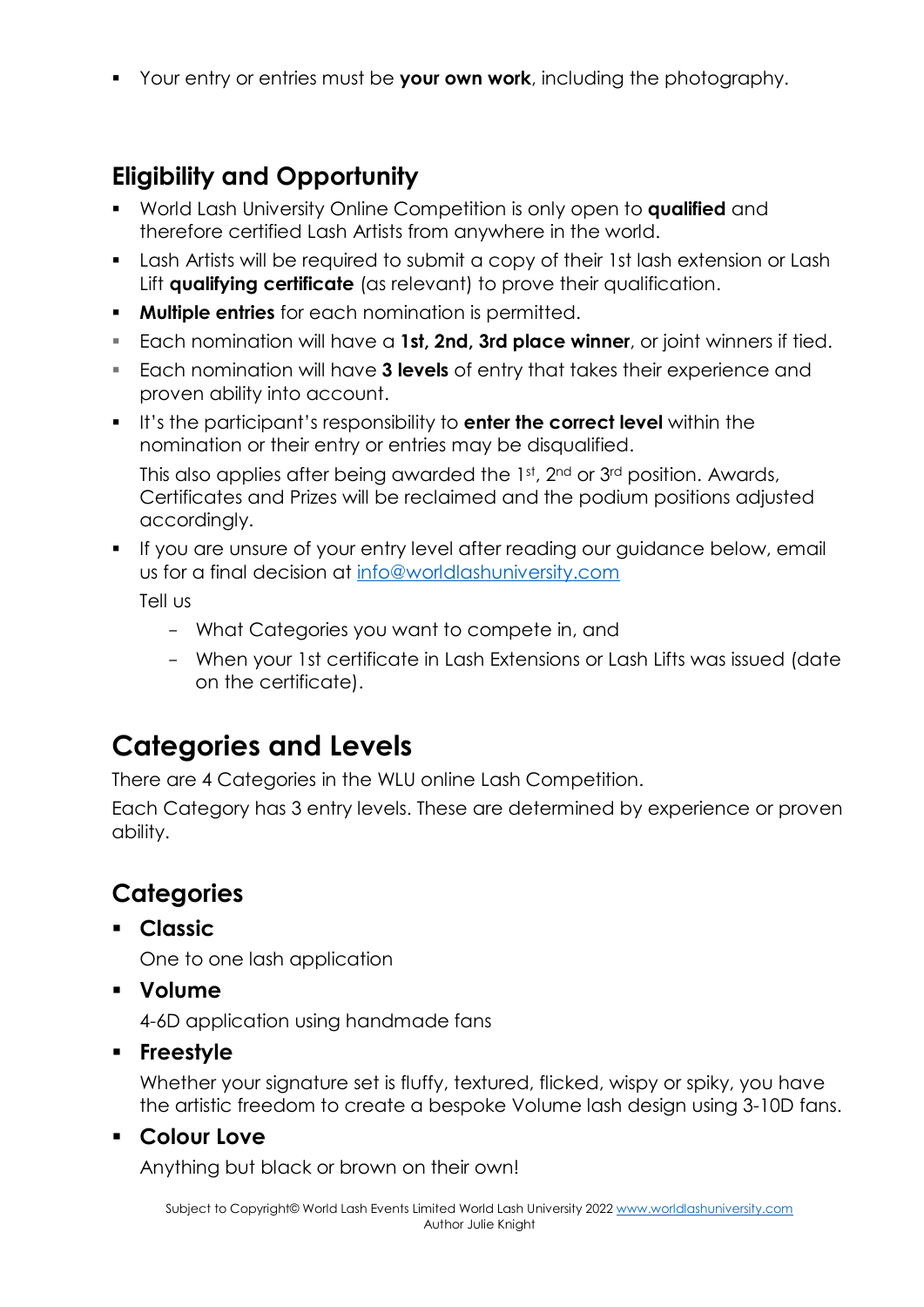- Your entry or entries must be **your own work**, including the photography.

## Eligibility and Opportunity

- World Lash University Online Competition is only open to **qualified** and therefore certified Lash Artists from anywhere in the world.
- Lash Artists will be required to submit a copy of their 1st lash extension or Lash Lift **qualifying certificate** (as relevant) to prove their qualification.
- **Multiple entries** for each nomination is permitted.
- Each nomination will have a **1st, 2nd, 3rd place winner**, or joint winners if tied.
- Each nomination will have **3 levels** of entry that takes their experience and proven ability into account.
- It's the participant's responsibility to **enter the correct level** within the nomination or their entry or entries may be disqualified.

  This also applies after being awarded the 1st, 2nd or 3rd position. Awards, Certificates and Prizes will be reclaimed and the podium positions adjusted accordingly.
- If you are unsure of your entry level after reading our guidance below, email us for a final decision at info@worldlashuniversity.com

  Tell us

  - What Categories you want to compete in, and
  - When your 1st certificate in Lash Extensions or Lash Lifts was issued (date on the certificate).

# Categories and Levels

There are 4 Categories in the WLU online Lash Competition.

Each Category has 3 entry levels. These are determined by experience or proven ability.

## Categories

- **Classic**

  One to one lash application
- **Volume**

  4-6D application using handmade fans
- **Freestyle**

  Whether your signature set is fluffy, textured, flicked, wispy or spiky, you have the artistic freedom to create a bespoke Volume lash design using 3-10D fans.
- **Colour Love**

  Anything but black or brown on their own!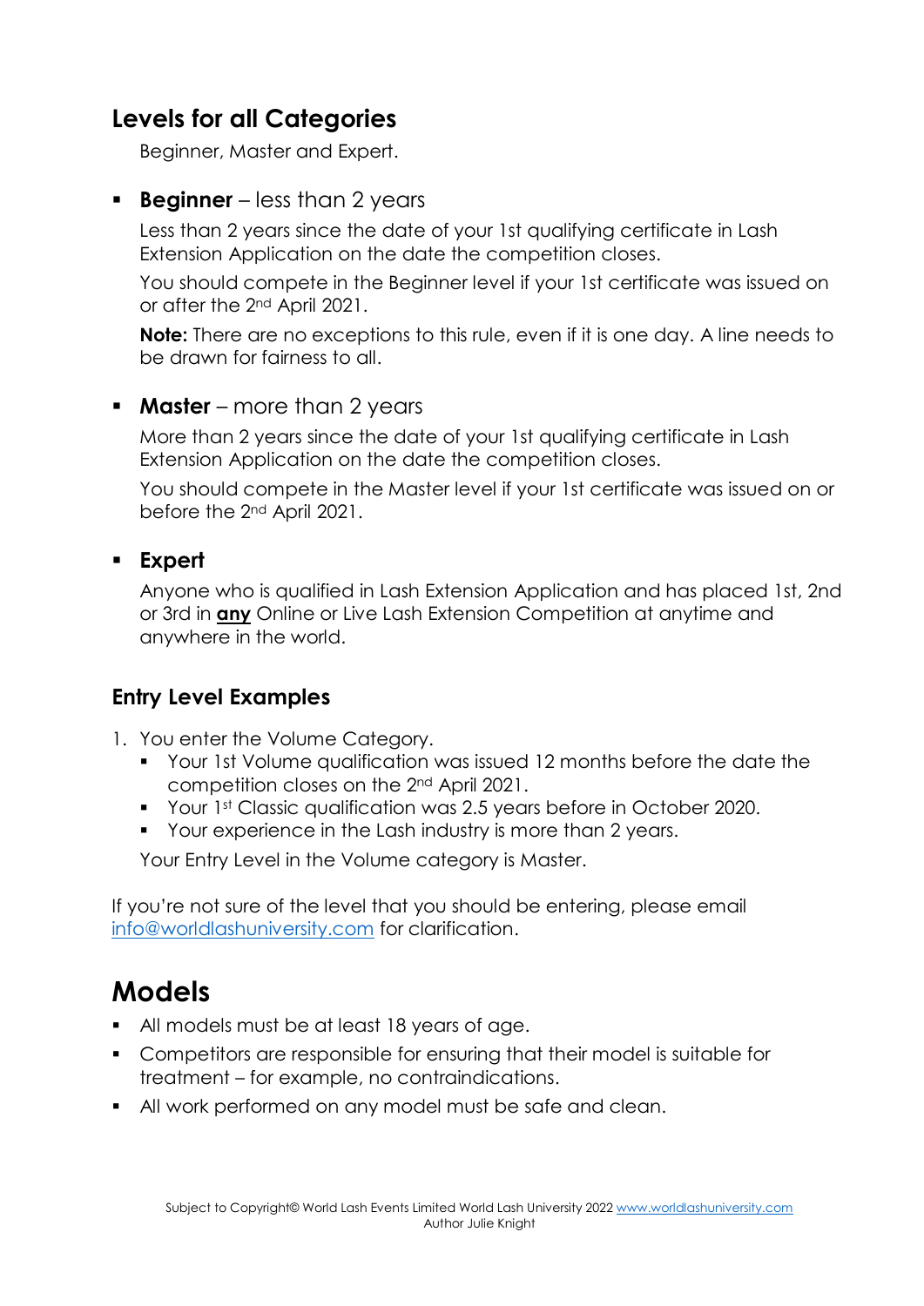## Levels for all Categories

Beginner, Master and Expert.

- **Beginner** – less than 2 years

  Less than 2 years since the date of your 1st qualifying certificate in Lash Extension Application on the date the competition closes.

  You should compete in the Beginner level if your 1st certificate was issued on or after the 2nd April 2021.

  **Note:** There are no exceptions to this rule, even if it is one day. A line needs to be drawn for fairness to all.

- **Master** – more than 2 years

  More than 2 years since the date of your 1st qualifying certificate in Lash Extension Application on the date the competition closes.

  You should compete in the Master level if your 1st certificate was issued on or before the 2nd April 2021.

- **Expert**

  Anyone who is qualified in Lash Extension Application and has placed 1st, 2nd or 3rd in **any** Online or Live Lash Extension Competition at anytime and anywhere in the world.

### Entry Level Examples

1. You enter the Volume Category.
   - Your 1st Volume qualification was issued 12 months before the date the competition closes on the 2nd April 2021.
   - Your 1st Classic qualification was 2.5 years before in October 2020.
   - Your experience in the Lash industry is more than 2 years.

   Your Entry Level in the Volume category is Master.

If you're not sure of the level that you should be entering, please email info@worldlashuniversity.com for clarification.

# Models

- All models must be at least 18 years of age.
- Competitors are responsible for ensuring that their model is suitable for treatment – for example, no contraindications.
- All work performed on any model must be safe and clean.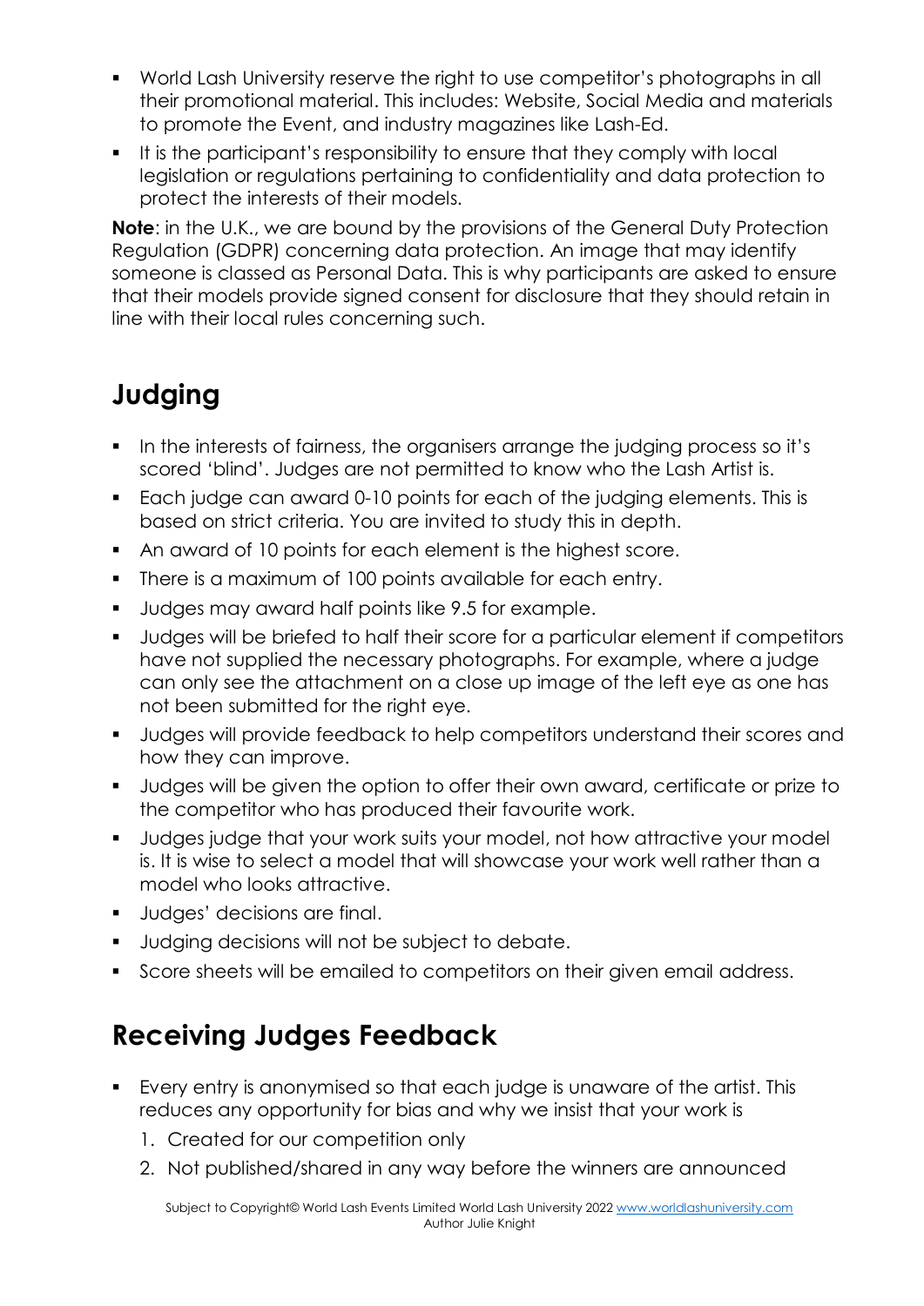- World Lash University reserve the right to use competitor's photographs in all their promotional material. This includes: Website, Social Media and materials to promote the Event, and industry magazines like Lash-Ed.
- It is the participant's responsibility to ensure that they comply with local legislation or regulations pertaining to confidentiality and data protection to protect the interests of their models.

**Note**: in the U.K., we are bound by the provisions of the General Duty Protection Regulation (GDPR) concerning data protection. An image that may identify someone is classed as Personal Data. This is why participants are asked to ensure that their models provide signed consent for disclosure that they should retain in line with their local rules concerning such.

## Judging

- In the interests of fairness, the organisers arrange the judging process so it's scored 'blind'. Judges are not permitted to know who the Lash Artist is.
- Each judge can award 0-10 points for each of the judging elements. This is based on strict criteria. You are invited to study this in depth.
- An award of 10 points for each element is the highest score.
- There is a maximum of 100 points available for each entry.
- Judges may award half points like 9.5 for example.
- Judges will be briefed to half their score for a particular element if competitors have not supplied the necessary photographs. For example, where a judge can only see the attachment on a close up image of the left eye as one has not been submitted for the right eye.
- Judges will provide feedback to help competitors understand their scores and how they can improve.
- Judges will be given the option to offer their own award, certificate or prize to the competitor who has produced their favourite work.
- Judges judge that your work suits your model, not how attractive your model is. It is wise to select a model that will showcase your work well rather than a model who looks attractive.
- Judges' decisions are final.
- Judging decisions will not be subject to debate.
- Score sheets will be emailed to competitors on their given email address.

## Receiving Judges Feedback

- Every entry is anonymised so that each judge is unaware of the artist. This reduces any opportunity for bias and why we insist that your work is
  1. Created for our competition only
  2. Not published/shared in any way before the winners are announced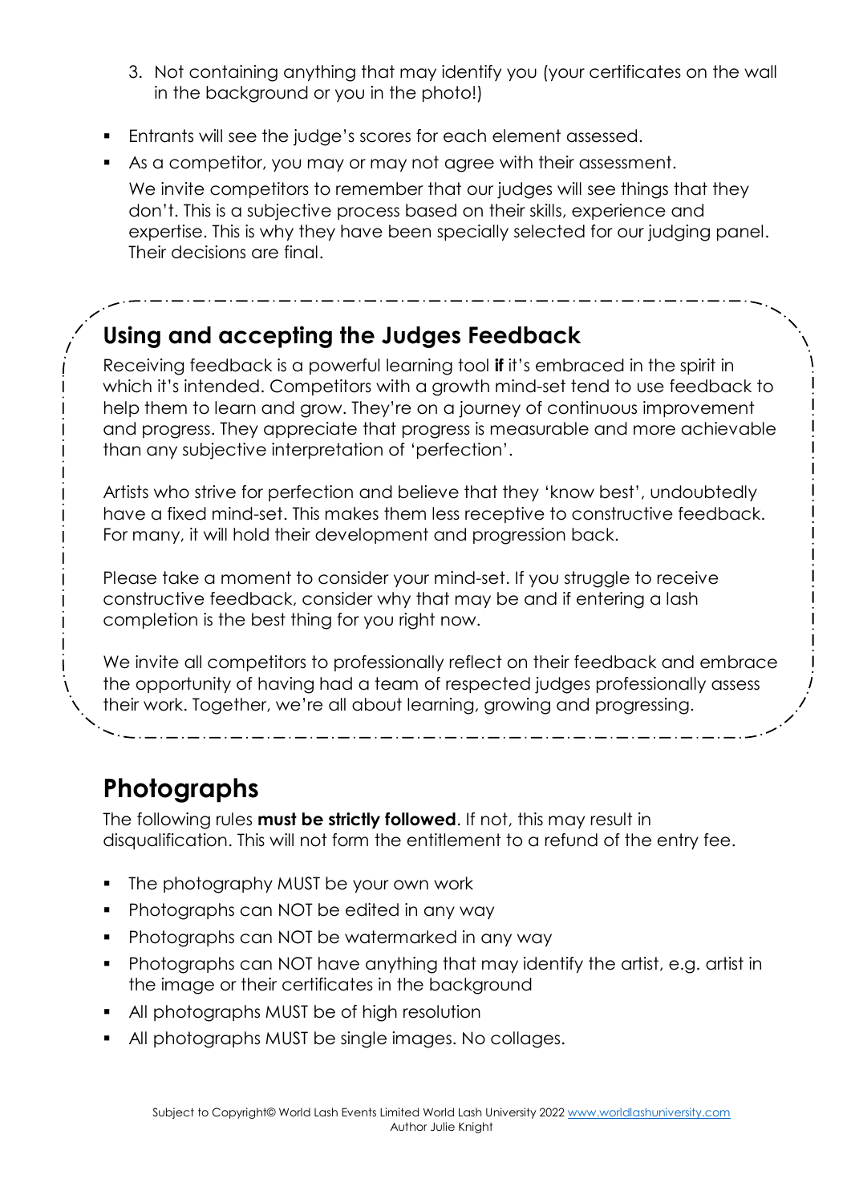3. Not containing anything that may identify you (your certificates on the wall in the background or you in the photo!)

- Entrants will see the judge's scores for each element assessed.
- As a competitor, you may or may not agree with their assessment.

  We invite competitors to remember that our judges will see things that they don't. This is a subjective process based on their skills, experience and expertise. This is why they have been specially selected for our judging panel. Their decisions are final.

## Using and accepting the Judges Feedback

Receiving feedback is a powerful learning tool **if** it's embraced in the spirit in which it's intended. Competitors with a growth mind-set tend to use feedback to help them to learn and grow. They're on a journey of continuous improvement and progress. They appreciate that progress is measurable and more achievable than any subjective interpretation of 'perfection'.

Artists who strive for perfection and believe that they 'know best', undoubtedly have a fixed mind-set. This makes them less receptive to constructive feedback. For many, it will hold their development and progression back.

Please take a moment to consider your mind-set. If you struggle to receive constructive feedback, consider why that may be and if entering a lash completion is the best thing for you right now.

We invite all competitors to professionally reflect on their feedback and embrace the opportunity of having had a team of respected judges professionally assess their work. Together, we're all about learning, growing and progressing.

## Photographs

The following rules **must be strictly followed**. If not, this may result in disqualification. This will not form the entitlement to a refund of the entry fee.

- The photography MUST be your own work
- Photographs can NOT be edited in any way
- Photographs can NOT be watermarked in any way
- Photographs can NOT have anything that may identify the artist, e.g. artist in the image or their certificates in the background
- All photographs MUST be of high resolution
- All photographs MUST be single images. No collages.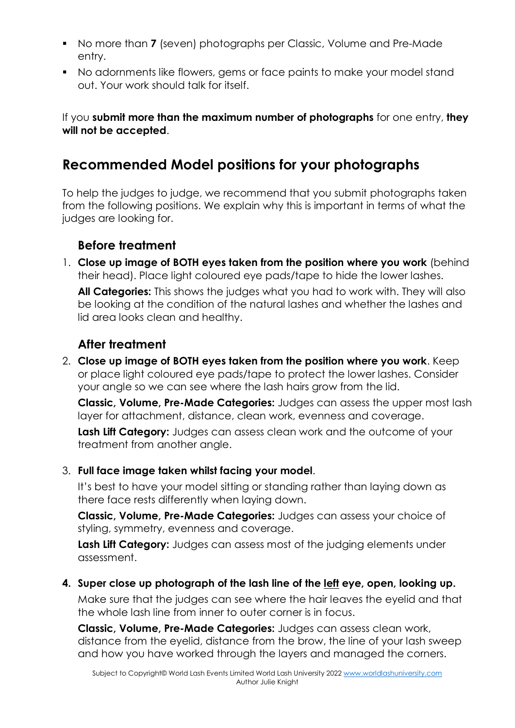- No more than **7** (seven) photographs per Classic, Volume and Pre-Made entry.
- No adornments like flowers, gems or face paints to make your model stand out. Your work should talk for itself.

If you **submit more than the maximum number of photographs** for one entry, **they will not be accepted**.

## Recommended Model positions for your photographs

To help the judges to judge, we recommend that you submit photographs taken from the following positions. We explain why this is important in terms of what the judges are looking for.

### Before treatment

1. **Close up image of BOTH eyes taken from the position where you work** (behind their head). Place light coloured eye pads/tape to hide the lower lashes.

   **All Categories:** This shows the judges what you had to work with. They will also be looking at the condition of the natural lashes and whether the lashes and lid area looks clean and healthy.

### After treatment

2. **Close up image of BOTH eyes taken from the position where you work**. Keep or place light coloured eye pads/tape to protect the lower lashes. Consider your angle so we can see where the lash hairs grow from the lid.

   **Classic, Volume, Pre-Made Categories:** Judges can assess the upper most lash layer for attachment, distance, clean work, evenness and coverage.

   **Lash Lift Category:** Judges can assess clean work and the outcome of your treatment from another angle.

3. **Full face image taken whilst facing your model**.

   It's best to have your model sitting or standing rather than laying down as there face rests differently when laying down.

   **Classic, Volume, Pre-Made Categories:** Judges can assess your choice of styling, symmetry, evenness and coverage.

   **Lash Lift Category:** Judges can assess most of the judging elements under assessment.

4. **Super close up photograph of the lash line of the <u>left</u> eye, open, looking up.**

   Make sure that the judges can see where the hair leaves the eyelid and that the whole lash line from inner to outer corner is in focus.

   **Classic, Volume, Pre-Made Categories:** Judges can assess clean work, distance from the eyelid, distance from the brow, the line of your lash sweep and how you have worked through the layers and managed the corners.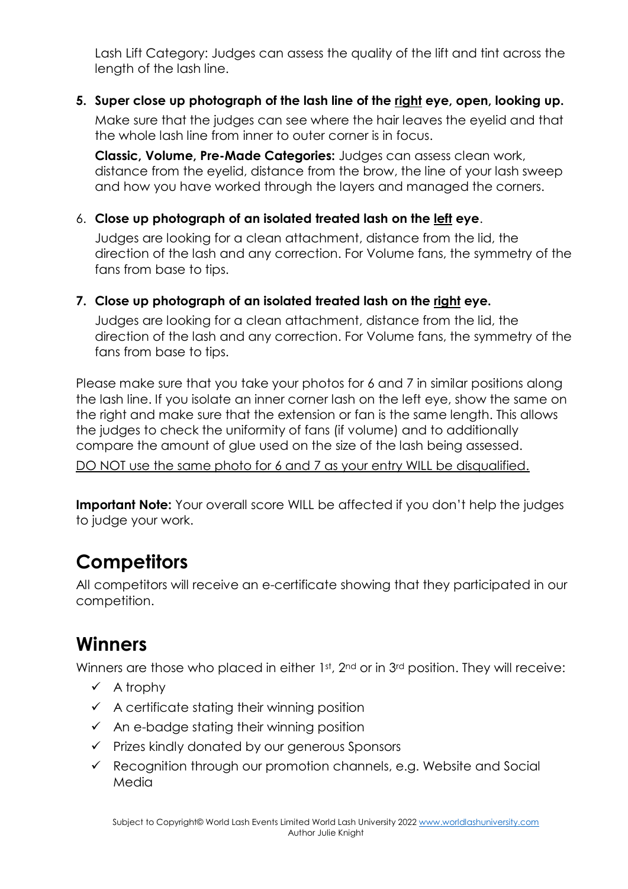Lash Lift Category: Judges can assess the quality of the lift and tint across the length of the lash line.

5. **Super close up photograph of the lash line of the <u>right</u> eye, open, looking up.**

   Make sure that the judges can see where the hair leaves the eyelid and that the whole lash line from inner to outer corner is in focus.

   **Classic, Volume, Pre-Made Categories:** Judges can assess clean work, distance from the eyelid, distance from the brow, the line of your lash sweep and how you have worked through the layers and managed the corners.

6. **Close up photograph of an isolated treated lash on the <u>left</u> eye**.

   Judges are looking for a clean attachment, distance from the lid, the direction of the lash and any correction. For Volume fans, the symmetry of the fans from base to tips.

7. **Close up photograph of an isolated treated lash on the <u>right</u> eye.**

   Judges are looking for a clean attachment, distance from the lid, the direction of the lash and any correction. For Volume fans, the symmetry of the fans from base to tips.

Please make sure that you take your photos for 6 and 7 in similar positions along the lash line. If you isolate an inner corner lash on the left eye, show the same on the right and make sure that the extension or fan is the same length. This allows the judges to check the uniformity of fans (if volume) and to additionally compare the amount of glue used on the size of the lash being assessed.

<u>DO NOT use the same photo for 6 and 7 as your entry WILL be disqualified.</u>

**Important Note:** Your overall score WILL be affected if you don't help the judges to judge your work.

## Competitors

All competitors will receive an e-certificate showing that they participated in our competition.

## Winners

Winners are those who placed in either 1st, 2nd or in 3rd position. They will receive:

- ✓ A trophy
- ✓ A certificate stating their winning position
- ✓ An e-badge stating their winning position
- ✓ Prizes kindly donated by our generous Sponsors
- ✓ Recognition through our promotion channels, e.g. Website and Social Media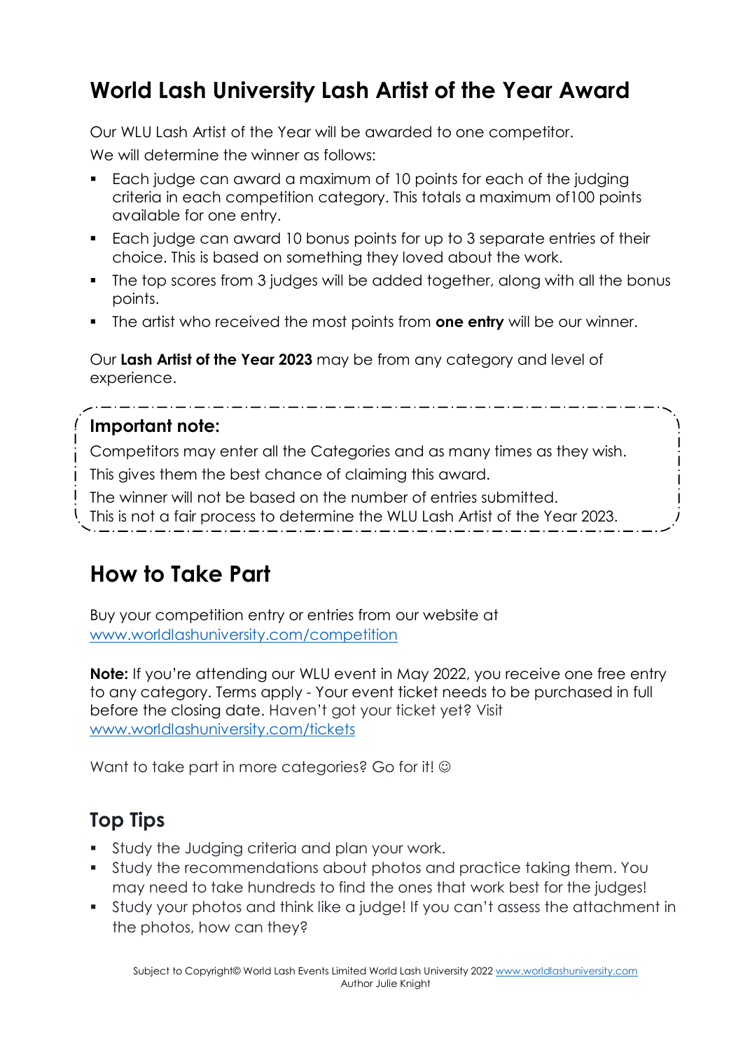# World Lash University Lash Artist of the Year Award

Our WLU Lash Artist of the Year will be awarded to one competitor.

We will determine the winner as follows:

- Each judge can award a maximum of 10 points for each of the judging criteria in each competition category. This totals a maximum of100 points available for one entry.
- Each judge can award 10 bonus points for up to 3 separate entries of their choice. This is based on something they loved about the work.
- The top scores from 3 judges will be added together, along with all the bonus points.
- The artist who received the most points from **one entry** will be our winner.

Our **Lash Artist of the Year 2023** may be from any category and level of experience.

> **Important note:**
>
> Competitors may enter all the Categories and as many times as they wish.
>
> This gives them the best chance of claiming this award.
>
> The winner will not be based on the number of entries submitted.
>
> This is not a fair process to determine the WLU Lash Artist of the Year 2023.

# How to Take Part

Buy your competition entry or entries from our website at [www.worldlashuniversity.com/competition](www.worldlashuniversity.com/competition)

**Note:** If you're attending our WLU event in May 2022, you receive one free entry to any category. Terms apply - Your event ticket needs to be purchased in full before the closing date. Haven't got your ticket yet? Visit [www.worldlashuniversity.com/tickets](www.worldlashuniversity.com/tickets)

Want to take part in more categories? Go for it! ☺

## Top Tips

- Study the Judging criteria and plan your work.
- Study the recommendations about photos and practice taking them. You may need to take hundreds to find the ones that work best for the judges!
- Study your photos and think like a judge! If you can't assess the attachment in the photos, how can they?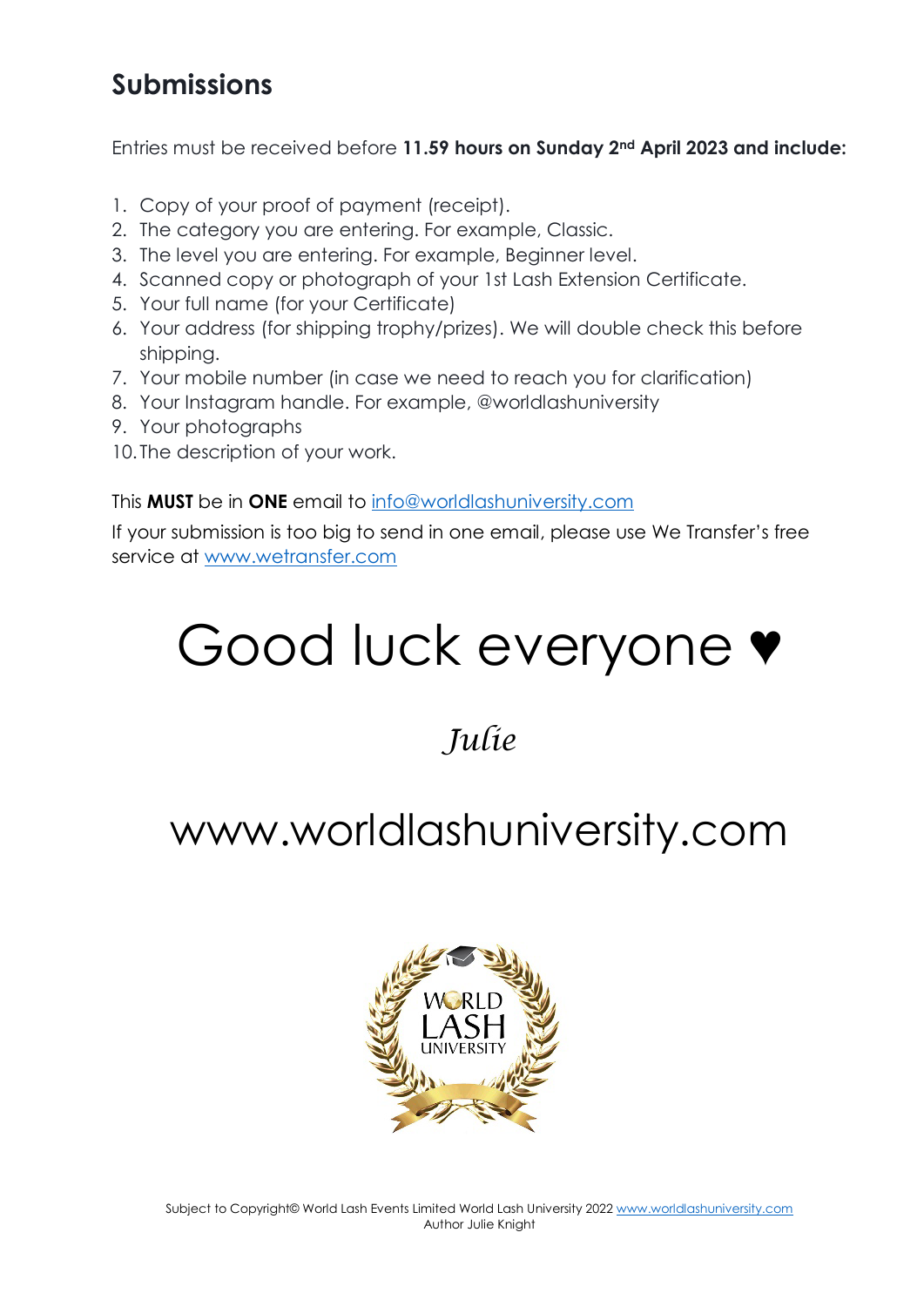## Submissions

Entries must be received before **11.59 hours on Sunday 2nd April 2023 and include:**

1. Copy of your proof of payment (receipt).
2. The category you are entering. For example, Classic.
3. The level you are entering. For example, Beginner level.
4. Scanned copy or photograph of your 1st Lash Extension Certificate.
5. Your full name (for your Certificate)
6. Your address (for shipping trophy/prizes). We will double check this before shipping.
7. Your mobile number (in case we need to reach you for clarification)
8. Your Instagram handle. For example, @worldlashuniversity
9. Your photographs
10. The description of your work.

This **MUST** be in **ONE** email to info@worldlashuniversity.com

If your submission is too big to send in one email, please use We Transfer's free service at www.wetransfer.com

# Good luck everyone ♥

*Julie*

# www.worldlashuniversity.com

WORLD LASH UNIVERSITY

Subject to Copyright© World Lash Events Limited World Lash University 2022 www.worldlashuniversity.com
Author Julie Knight